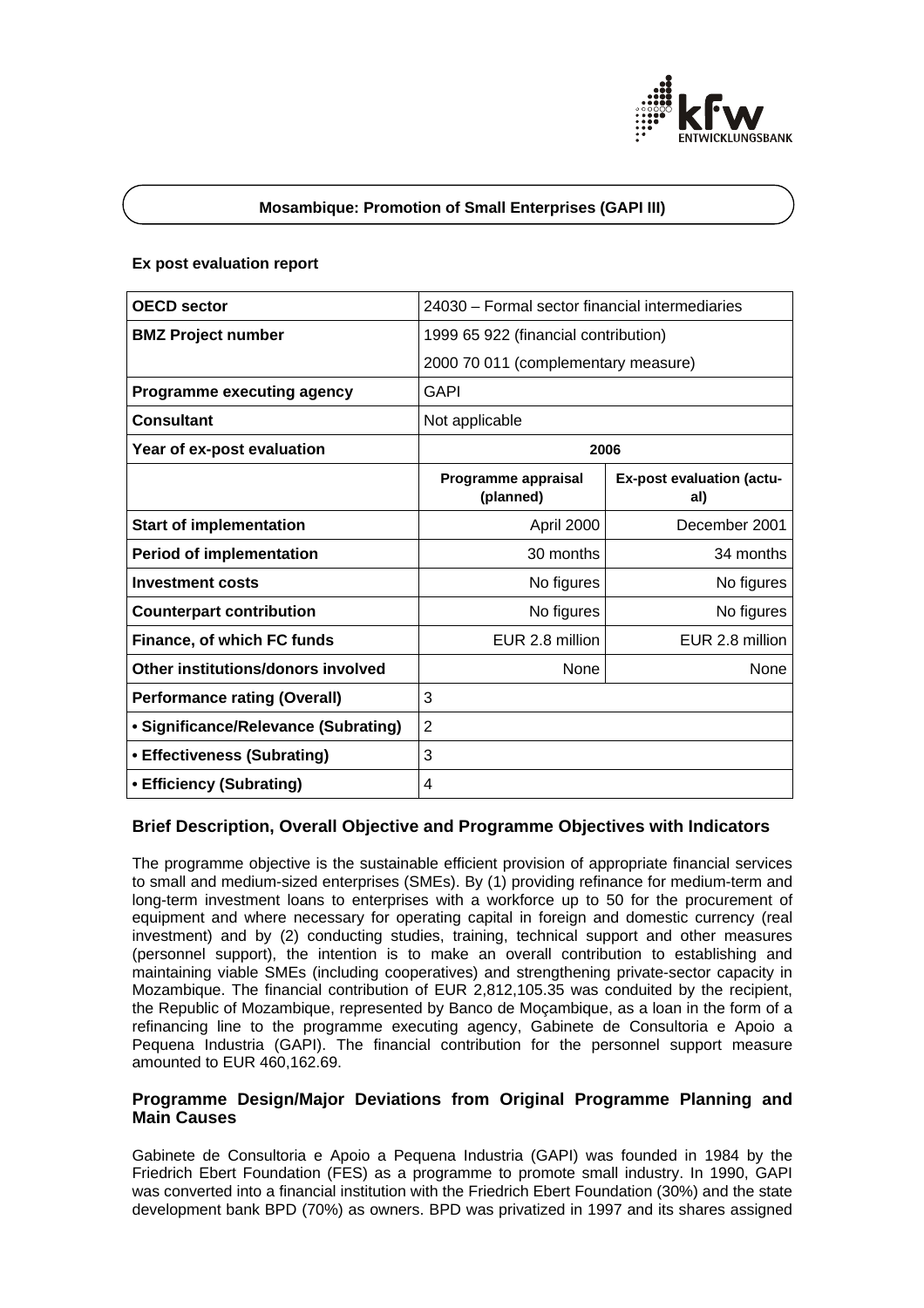## Mosambique: Promotion of Small Enterprises (GAPI III)

### Ex post evaluation report

| **OECD sector** | 24030 – Formal sector financial intermediaries | |
|---|---|---|
| **BMZ Project number** | 1999 65 922 (financial contribution) | |
| | 2000 70 011 (complementary measure) | |
| **Programme executing agency** | GAPI | |
| **Consultant** | Not applicable | |
| **Year of ex-post evaluation** | **2006** | |
| | **Programme appraisal (planned)** | **Ex-post evaluation (actual)** |
| **Start of implementation** | April 2000 | December 2001 |
| **Period of implementation** | 30 months | 34 months |
| **Investment costs** | No figures | No figures |
| **Counterpart contribution** | No figures | No figures |
| **Finance, of which FC funds** | EUR 2.8 million | EUR 2.8 million |
| **Other institutions/donors involved** | None | None |
| **Performance rating (Overall)** | 3 | |
| **• Significance/Relevance (Subrating)** | 2 | |
| **• Effectiveness (Subrating)** | 3 | |
| **• Efficiency (Subrating)** | 4 | |

## Brief Description, Overall Objective and Programme Objectives with Indicators

The programme objective is the sustainable efficient provision of appropriate financial services to small and medium-sized enterprises (SMEs). By (1) providing refinance for medium-term and long-term investment loans to enterprises with a workforce up to 50 for the procurement of equipment and where necessary for operating capital in foreign and domestic currency (real investment) and by (2) conducting studies, training, technical support and other measures (personnel support), the intention is to make an overall contribution to establishing and maintaining viable SMEs (including cooperatives) and strengthening private-sector capacity in Mozambique. The financial contribution of EUR 2,812,105.35 was conduited by the recipient, the Republic of Mozambique, represented by Banco de Moçambique, as a loan in the form of a refinancing line to the programme executing agency, Gabinete de Consultoria e Apoio a Pequena Industria (GAPI). The financial contribution for the personnel support measure amounted to EUR 460,162.69.

## Programme Design/Major Deviations from Original Programme Planning and Main Causes

Gabinete de Consultoria e Apoio a Pequena Industria (GAPI) was founded in 1984 by the Friedrich Ebert Foundation (FES) as a programme to promote small industry. In 1990, GAPI was converted into a financial institution with the Friedrich Ebert Foundation (30%) and the state development bank BPD (70%) as owners. BPD was privatized in 1997 and its shares assigned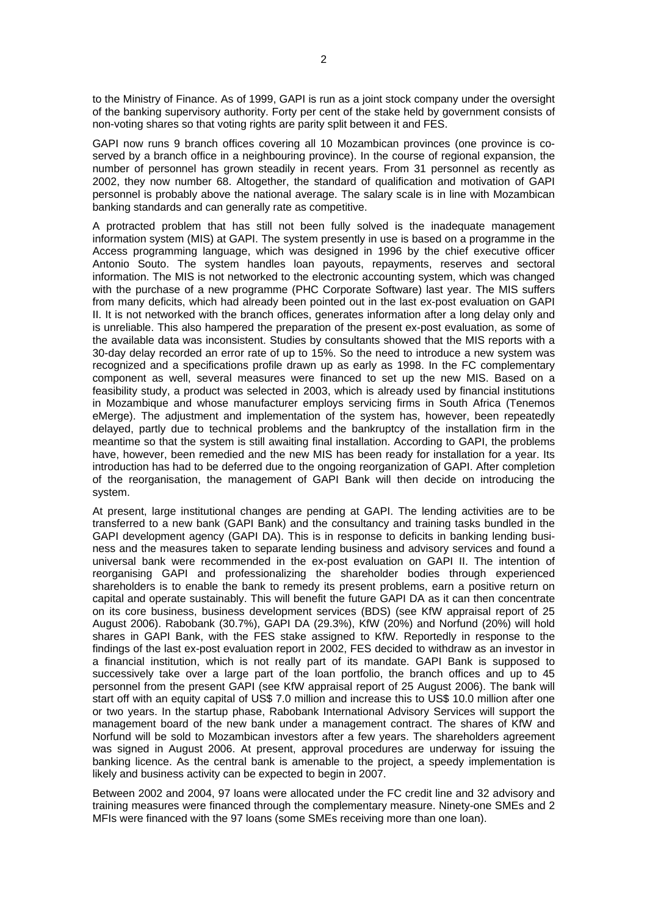to the Ministry of Finance. As of 1999, GAPI is run as a joint stock company under the oversight of the banking supervisory authority. Forty per cent of the stake held by government consists of non-voting shares so that voting rights are parity split between it and FES.

GAPI now runs 9 branch offices covering all 10 Mozambican provinces (one province is co-served by a branch office in a neighbouring province). In the course of regional expansion, the number of personnel has grown steadily in recent years. From 31 personnel as recently as 2002, they now number 68. Altogether, the standard of qualification and motivation of GAPI personnel is probably above the national average. The salary scale is in line with Mozambican banking standards and can generally rate as competitive.

A protracted problem that has still not been fully solved is the inadequate management information system (MIS) at GAPI. The system presently in use is based on a programme in the Access programming language, which was designed in 1996 by the chief executive officer Antonio Souto. The system handles loan payouts, repayments, reserves and sectoral information. The MIS is not networked to the electronic accounting system, which was changed with the purchase of a new programme (PHC Corporate Software) last year. The MIS suffers from many deficits, which had already been pointed out in the last ex-post evaluation on GAPI II. It is not networked with the branch offices, generates information after a long delay only and is unreliable. This also hampered the preparation of the present ex-post evaluation, as some of the available data was inconsistent. Studies by consultants showed that the MIS reports with a 30-day delay recorded an error rate of up to 15%. So the need to introduce a new system was recognized and a specifications profile drawn up as early as 1998. In the FC complementary component as well, several measures were financed to set up the new MIS. Based on a feasibility study, a product was selected in 2003, which is already used by financial institutions in Mozambique and whose manufacturer employs servicing firms in South Africa (Tenemos eMerge). The adjustment and implementation of the system has, however, been repeatedly delayed, partly due to technical problems and the bankruptcy of the installation firm in the meantime so that the system is still awaiting final installation. According to GAPI, the problems have, however, been remedied and the new MIS has been ready for installation for a year. Its introduction has had to be deferred due to the ongoing reorganization of GAPI. After completion of the reorganisation, the management of GAPI Bank will then decide on introducing the system.

At present, large institutional changes are pending at GAPI. The lending activities are to be transferred to a new bank (GAPI Bank) and the consultancy and training tasks bundled in the GAPI development agency (GAPI DA). This is in response to deficits in banking lending business and the measures taken to separate lending business and advisory services and found a universal bank were recommended in the ex-post evaluation on GAPI II. The intention of reorganising GAPI and professionalizing the shareholder bodies through experienced shareholders is to enable the bank to remedy its present problems, earn a positive return on capital and operate sustainably. This will benefit the future GAPI DA as it can then concentrate on its core business, business development services (BDS) (see KfW appraisal report of 25 August 2006). Rabobank (30.7%), GAPI DA (29.3%), KfW (20%) and Norfund (20%) will hold shares in GAPI Bank, with the FES stake assigned to KfW. Reportedly in response to the findings of the last ex-post evaluation report in 2002, FES decided to withdraw as an investor in a financial institution, which is not really part of its mandate. GAPI Bank is supposed to successively take over a large part of the loan portfolio, the branch offices and up to 45 personnel from the present GAPI (see KfW appraisal report of 25 August 2006). The bank will start off with an equity capital of US$ 7.0 million and increase this to US$ 10.0 million after one or two years. In the startup phase, Rabobank International Advisory Services will support the management board of the new bank under a management contract. The shares of KfW and Norfund will be sold to Mozambican investors after a few years. The shareholders agreement was signed in August 2006. At present, approval procedures are underway for issuing the banking licence. As the central bank is amenable to the project, a speedy implementation is likely and business activity can be expected to begin in 2007.

Between 2002 and 2004, 97 loans were allocated under the FC credit line and 32 advisory and training measures were financed through the complementary measure. Ninety-one SMEs and 2 MFIs were financed with the 97 loans (some SMEs receiving more than one loan).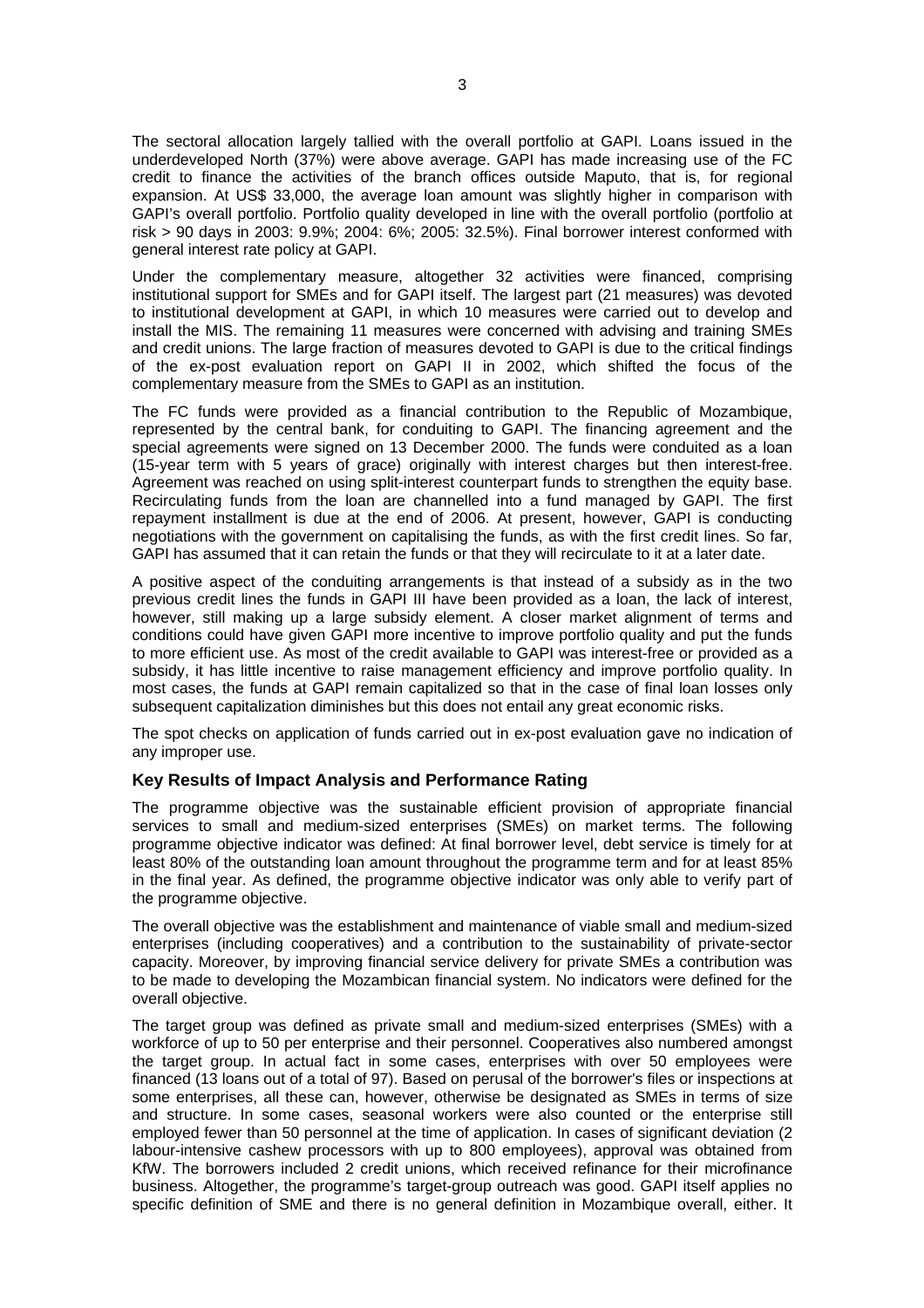The sectoral allocation largely tallied with the overall portfolio at GAPI. Loans issued in the underdeveloped North (37%) were above average. GAPI has made increasing use of the FC credit to finance the activities of the branch offices outside Maputo, that is, for regional expansion. At US$ 33,000, the average loan amount was slightly higher in comparison with GAPI's overall portfolio. Portfolio quality developed in line with the overall portfolio (portfolio at risk > 90 days in 2003: 9.9%; 2004: 6%; 2005: 32.5%). Final borrower interest conformed with general interest rate policy at GAPI.

Under the complementary measure, altogether 32 activities were financed, comprising institutional support for SMEs and for GAPI itself. The largest part (21 measures) was devoted to institutional development at GAPI, in which 10 measures were carried out to develop and install the MIS. The remaining 11 measures were concerned with advising and training SMEs and credit unions. The large fraction of measures devoted to GAPI is due to the critical findings of the ex-post evaluation report on GAPI II in 2002, which shifted the focus of the complementary measure from the SMEs to GAPI as an institution.

The FC funds were provided as a financial contribution to the Republic of Mozambique, represented by the central bank, for conduiting to GAPI. The financing agreement and the special agreements were signed on 13 December 2000. The funds were conduited as a loan (15-year term with 5 years of grace) originally with interest charges but then interest-free. Agreement was reached on using split-interest counterpart funds to strengthen the equity base. Recirculating funds from the loan are channelled into a fund managed by GAPI. The first repayment installment is due at the end of 2006. At present, however, GAPI is conducting negotiations with the government on capitalising the funds, as with the first credit lines. So far, GAPI has assumed that it can retain the funds or that they will recirculate to it at a later date.

A positive aspect of the conduiting arrangements is that instead of a subsidy as in the two previous credit lines the funds in GAPI III have been provided as a loan, the lack of interest, however, still making up a large subsidy element. A closer market alignment of terms and conditions could have given GAPI more incentive to improve portfolio quality and put the funds to more efficient use. As most of the credit available to GAPI was interest-free or provided as a subsidy, it has little incentive to raise management efficiency and improve portfolio quality. In most cases, the funds at GAPI remain capitalized so that in the case of final loan losses only subsequent capitalization diminishes but this does not entail any great economic risks.

The spot checks on application of funds carried out in ex-post evaluation gave no indication of any improper use.

## Key Results of Impact Analysis and Performance Rating

The programme objective was the sustainable efficient provision of appropriate financial services to small and medium-sized enterprises (SMEs) on market terms. The following programme objective indicator was defined: At final borrower level, debt service is timely for at least 80% of the outstanding loan amount throughout the programme term and for at least 85% in the final year. As defined, the programme objective indicator was only able to verify part of the programme objective.

The overall objective was the establishment and maintenance of viable small and medium-sized enterprises (including cooperatives) and a contribution to the sustainability of private-sector capacity. Moreover, by improving financial service delivery for private SMEs a contribution was to be made to developing the Mozambican financial system. No indicators were defined for the overall objective.

The target group was defined as private small and medium-sized enterprises (SMEs) with a workforce of up to 50 per enterprise and their personnel. Cooperatives also numbered amongst the target group. In actual fact in some cases, enterprises with over 50 employees were financed (13 loans out of a total of 97). Based on perusal of the borrower's files or inspections at some enterprises, all these can, however, otherwise be designated as SMEs in terms of size and structure. In some cases, seasonal workers were also counted or the enterprise still employed fewer than 50 personnel at the time of application. In cases of significant deviation (2 labour-intensive cashew processors with up to 800 employees), approval was obtained from KfW. The borrowers included 2 credit unions, which received refinance for their microfinance business. Altogether, the programme's target-group outreach was good. GAPI itself applies no specific definition of SME and there is no general definition in Mozambique overall, either. It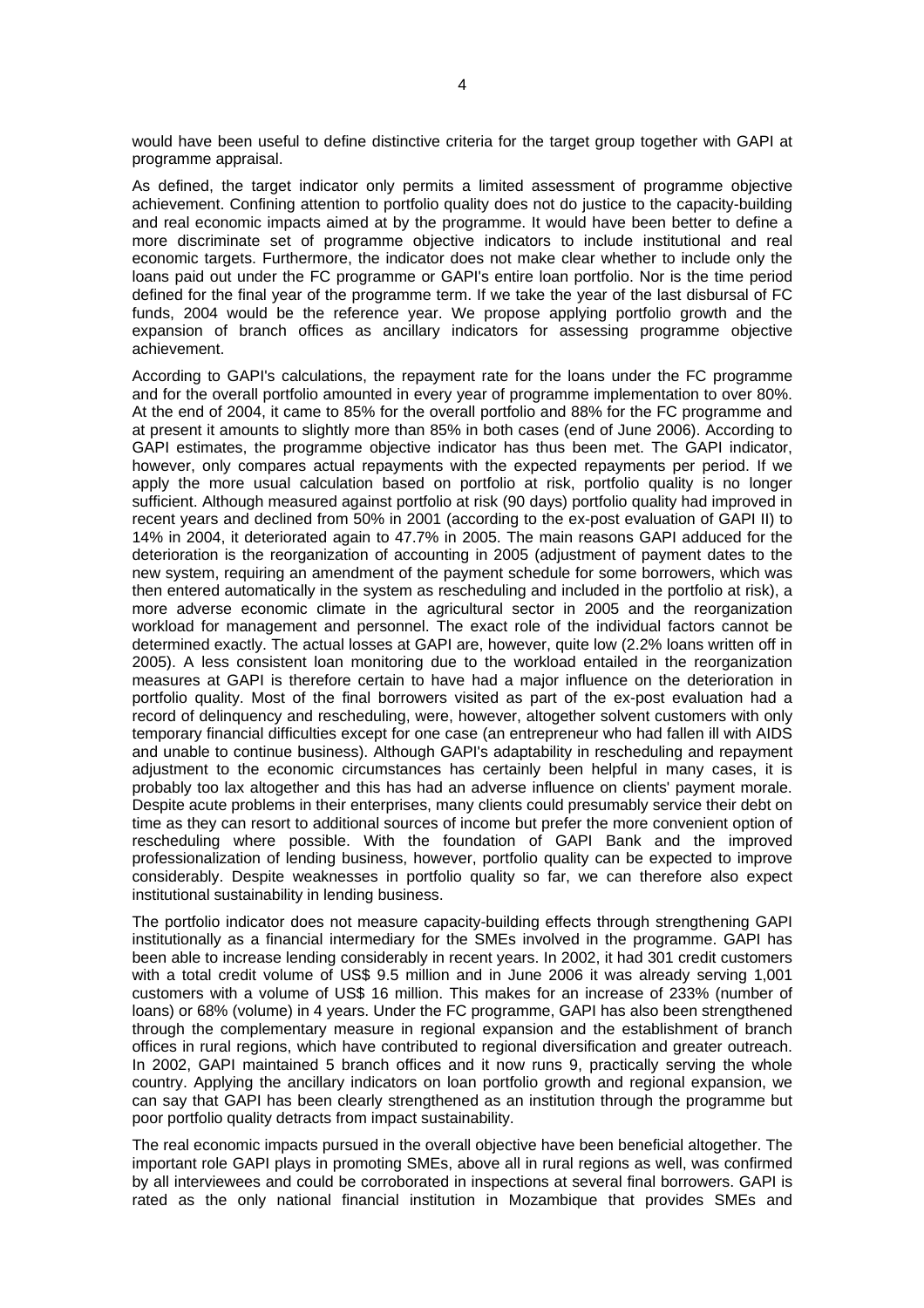would have been useful to define distinctive criteria for the target group together with GAPI at programme appraisal.

As defined, the target indicator only permits a limited assessment of programme objective achievement. Confining attention to portfolio quality does not do justice to the capacity-building and real economic impacts aimed at by the programme. It would have been better to define a more discriminate set of programme objective indicators to include institutional and real economic targets. Furthermore, the indicator does not make clear whether to include only the loans paid out under the FC programme or GAPI's entire loan portfolio. Nor is the time period defined for the final year of the programme term. If we take the year of the last disbursal of FC funds, 2004 would be the reference year. We propose applying portfolio growth and the expansion of branch offices as ancillary indicators for assessing programme objective achievement.

According to GAPI's calculations, the repayment rate for the loans under the FC programme and for the overall portfolio amounted in every year of programme implementation to over 80%. At the end of 2004, it came to 85% for the overall portfolio and 88% for the FC programme and at present it amounts to slightly more than 85% in both cases (end of June 2006). According to GAPI estimates, the programme objective indicator has thus been met. The GAPI indicator, however, only compares actual repayments with the expected repayments per period. If we apply the more usual calculation based on portfolio at risk, portfolio quality is no longer sufficient. Although measured against portfolio at risk (90 days) portfolio quality had improved in recent years and declined from 50% in 2001 (according to the ex-post evaluation of GAPI II) to 14% in 2004, it deteriorated again to 47.7% in 2005. The main reasons GAPI adduced for the deterioration is the reorganization of accounting in 2005 (adjustment of payment dates to the new system, requiring an amendment of the payment schedule for some borrowers, which was then entered automatically in the system as rescheduling and included in the portfolio at risk), a more adverse economic climate in the agricultural sector in 2005 and the reorganization workload for management and personnel. The exact role of the individual factors cannot be determined exactly. The actual losses at GAPI are, however, quite low (2.2% loans written off in 2005). A less consistent loan monitoring due to the workload entailed in the reorganization measures at GAPI is therefore certain to have had a major influence on the deterioration in portfolio quality. Most of the final borrowers visited as part of the ex-post evaluation had a record of delinquency and rescheduling, were, however, altogether solvent customers with only temporary financial difficulties except for one case (an entrepreneur who had fallen ill with AIDS and unable to continue business). Although GAPI's adaptability in rescheduling and repayment adjustment to the economic circumstances has certainly been helpful in many cases, it is probably too lax altogether and this has had an adverse influence on clients' payment morale. Despite acute problems in their enterprises, many clients could presumably service their debt on time as they can resort to additional sources of income but prefer the more convenient option of rescheduling where possible. With the foundation of GAPI Bank and the improved professionalization of lending business, however, portfolio quality can be expected to improve considerably. Despite weaknesses in portfolio quality so far, we can therefore also expect institutional sustainability in lending business.

The portfolio indicator does not measure capacity-building effects through strengthening GAPI institutionally as a financial intermediary for the SMEs involved in the programme. GAPI has been able to increase lending considerably in recent years. In 2002, it had 301 credit customers with a total credit volume of US$ 9.5 million and in June 2006 it was already serving 1,001 customers with a volume of US$ 16 million. This makes for an increase of 233% (number of loans) or 68% (volume) in 4 years. Under the FC programme, GAPI has also been strengthened through the complementary measure in regional expansion and the establishment of branch offices in rural regions, which have contributed to regional diversification and greater outreach. In 2002, GAPI maintained 5 branch offices and it now runs 9, practically serving the whole country. Applying the ancillary indicators on loan portfolio growth and regional expansion, we can say that GAPI has been clearly strengthened as an institution through the programme but poor portfolio quality detracts from impact sustainability.

The real economic impacts pursued in the overall objective have been beneficial altogether. The important role GAPI plays in promoting SMEs, above all in rural regions as well, was confirmed by all interviewees and could be corroborated in inspections at several final borrowers. GAPI is rated as the only national financial institution in Mozambique that provides SMEs and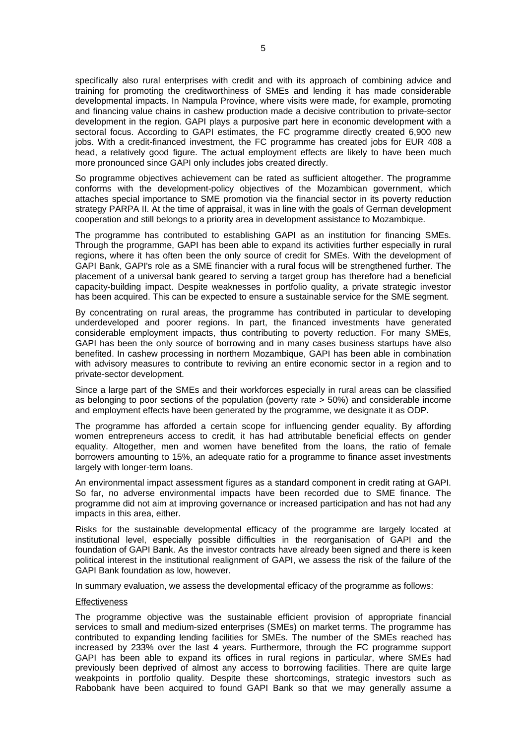specifically also rural enterprises with credit and with its approach of combining advice and training for promoting the creditworthiness of SMEs and lending it has made considerable developmental impacts. In Nampula Province, where visits were made, for example, promoting and financing value chains in cashew production made a decisive contribution to private-sector development in the region. GAPI plays a purposive part here in economic development with a sectoral focus. According to GAPI estimates, the FC programme directly created 6,900 new jobs. With a credit-financed investment, the FC programme has created jobs for EUR 408 a head, a relatively good figure. The actual employment effects are likely to have been much more pronounced since GAPI only includes jobs created directly.

So programme objectives achievement can be rated as sufficient altogether. The programme conforms with the development-policy objectives of the Mozambican government, which attaches special importance to SME promotion via the financial sector in its poverty reduction strategy PARPA II. At the time of appraisal, it was in line with the goals of German development cooperation and still belongs to a priority area in development assistance to Mozambique.

The programme has contributed to establishing GAPI as an institution for financing SMEs. Through the programme, GAPI has been able to expand its activities further especially in rural regions, where it has often been the only source of credit for SMEs. With the development of GAPI Bank, GAPI's role as a SME financier with a rural focus will be strengthened further. The placement of a universal bank geared to serving a target group has therefore had a beneficial capacity-building impact. Despite weaknesses in portfolio quality, a private strategic investor has been acquired. This can be expected to ensure a sustainable service for the SME segment.

By concentrating on rural areas, the programme has contributed in particular to developing underdeveloped and poorer regions. In part, the financed investments have generated considerable employment impacts, thus contributing to poverty reduction. For many SMEs, GAPI has been the only source of borrowing and in many cases business startups have also benefited. In cashew processing in northern Mozambique, GAPI has been able in combination with advisory measures to contribute to reviving an entire economic sector in a region and to private-sector development.

Since a large part of the SMEs and their workforces especially in rural areas can be classified as belonging to poor sections of the population (poverty rate > 50%) and considerable income and employment effects have been generated by the programme, we designate it as ODP.

The programme has afforded a certain scope for influencing gender equality. By affording women entrepreneurs access to credit, it has had attributable beneficial effects on gender equality. Altogether, men and women have benefited from the loans, the ratio of female borrowers amounting to 15%, an adequate ratio for a programme to finance asset investments largely with longer-term loans.

An environmental impact assessment figures as a standard component in credit rating at GAPI. So far, no adverse environmental impacts have been recorded due to SME finance. The programme did not aim at improving governance or increased participation and has not had any impacts in this area, either.

Risks for the sustainable developmental efficacy of the programme are largely located at institutional level, especially possible difficulties in the reorganisation of GAPI and the foundation of GAPI Bank. As the investor contracts have already been signed and there is keen political interest in the institutional realignment of GAPI, we assess the risk of the failure of the GAPI Bank foundation as low, however.

In summary evaluation, we assess the developmental efficacy of the programme as follows:

Effectiveness

The programme objective was the sustainable efficient provision of appropriate financial services to small and medium-sized enterprises (SMEs) on market terms. The programme has contributed to expanding lending facilities for SMEs. The number of the SMEs reached has increased by 233% over the last 4 years. Furthermore, through the FC programme support GAPI has been able to expand its offices in rural regions in particular, where SMEs had previously been deprived of almost any access to borrowing facilities. There are quite large weakpoints in portfolio quality. Despite these shortcomings, strategic investors such as Rabobank have been acquired to found GAPI Bank so that we may generally assume a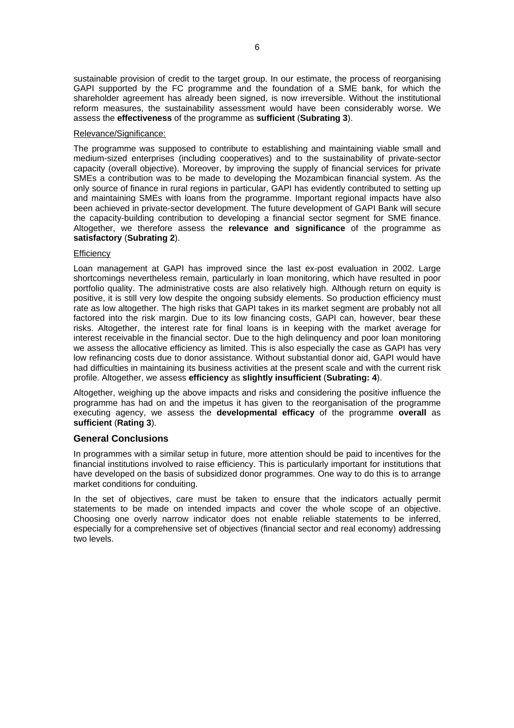sustainable provision of credit to the target group. In our estimate, the process of reorganising GAPI supported by the FC programme and the foundation of a SME bank, for which the shareholder agreement has already been signed, is now irreversible. Without the institutional reform measures, the sustainability assessment would have been considerably worse. We assess the **effectiveness** of the programme as **sufficient** (**Subrating 3**).

Relevance/Significance:

The programme was supposed to contribute to establishing and maintaining viable small and medium-sized enterprises (including cooperatives) and to the sustainability of private-sector capacity (overall objective). Moreover, by improving the supply of financial services for private SMEs a contribution was to be made to developing the Mozambican financial system. As the only source of finance in rural regions in particular, GAPI has evidently contributed to setting up and maintaining SMEs with loans from the programme. Important regional impacts have also been achieved in private-sector development. The future development of GAPI Bank will secure the capacity-building contribution to developing a financial sector segment for SME finance. Altogether, we therefore assess the **relevance and significance** of the programme as **satisfactory** (**Subrating 2**).

Efficiency

Loan management at GAPI has improved since the last ex-post evaluation in 2002. Large shortcomings nevertheless remain, particularly in loan monitoring, which have resulted in poor portfolio quality. The administrative costs are also relatively high. Although return on equity is positive, it is still very low despite the ongoing subsidy elements. So production efficiency must rate as low altogether. The high risks that GAPI takes in its market segment are probably not all factored into the risk margin. Due to its low financing costs, GAPI can, however, bear these risks. Altogether, the interest rate for final loans is in keeping with the market average for interest receivable in the financial sector. Due to the high delinquency and poor loan monitoring we assess the allocative efficiency as limited. This is also especially the case as GAPI has very low refinancing costs due to donor assistance. Without substantial donor aid, GAPI would have had difficulties in maintaining its business activities at the present scale and with the current risk profile. Altogether, we assess **efficiency** as **slightly insufficient** (**Subrating: 4**).

Altogether, weighing up the above impacts and risks and considering the positive influence the programme has had on and the impetus it has given to the reorganisation of the programme executing agency, we assess the **developmental efficacy** of the programme **overall** as **sufficient** (**Rating 3**).

## General Conclusions

In programmes with a similar setup in future, more attention should be paid to incentives for the financial institutions involved to raise efficiency. This is particularly important for institutions that have developed on the basis of subsidized donor programmes. One way to do this is to arrange market conditions for conduiting.

In the set of objectives, care must be taken to ensure that the indicators actually permit statements to be made on intended impacts and cover the whole scope of an objective. Choosing one overly narrow indicator does not enable reliable statements to be inferred, especially for a comprehensive set of objectives (financial sector and real economy) addressing two levels.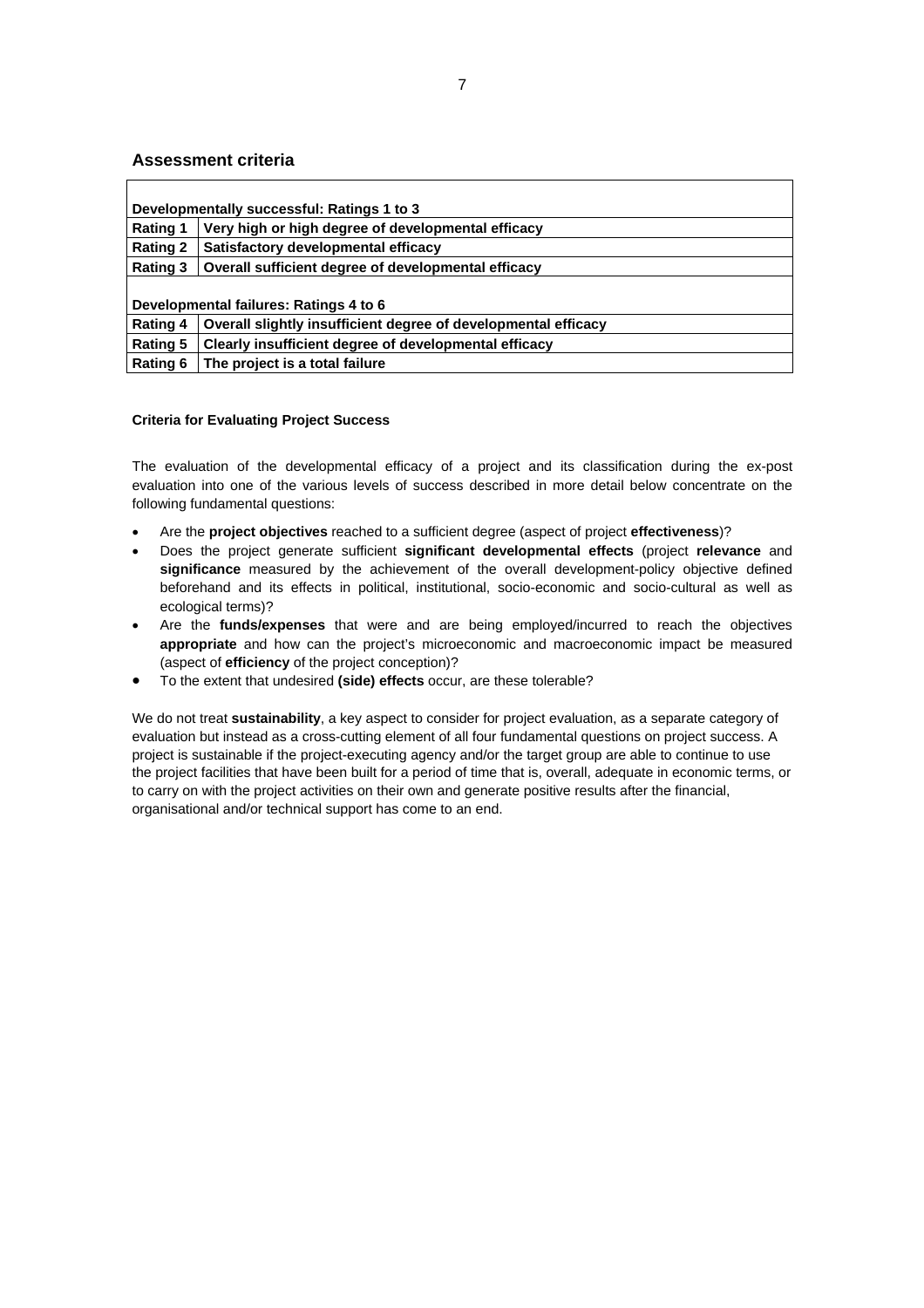## Assessment criteria

| | |
|---|---|
| **Developmentally successful: Ratings 1 to 3** | |
| **Rating 1** | **Very high or high degree of developmental efficacy** |
| **Rating 2** | **Satisfactory developmental efficacy** |
| **Rating 3** | **Overall sufficient degree of developmental efficacy** |
| **Developmental failures: Ratings 4 to 6** | |
| **Rating 4** | **Overall slightly insufficient degree of developmental efficacy** |
| **Rating 5** | **Clearly insufficient degree of developmental efficacy** |
| **Rating 6** | **The project is a total failure** |

**Criteria for Evaluating Project Success**

The evaluation of the developmental efficacy of a project and its classification during the ex-post evaluation into one of the various levels of success described in more detail below concentrate on the following fundamental questions:

- Are the **project objectives** reached to a sufficient degree (aspect of project **effectiveness**)?
- Does the project generate sufficient **significant developmental effects** (project **relevance** and **significance** measured by the achievement of the overall development-policy objective defined beforehand and its effects in political, institutional, socio-economic and socio-cultural as well as ecological terms)?
- Are the **funds/expenses** that were and are being employed/incurred to reach the objectives **appropriate** and how can the project's microeconomic and macroeconomic impact be measured (aspect of **efficiency** of the project conception)?
- To the extent that undesired **(side) effects** occur, are these tolerable?

We do not treat **sustainability**, a key aspect to consider for project evaluation, as a separate category of evaluation but instead as a cross-cutting element of all four fundamental questions on project success. A project is sustainable if the project-executing agency and/or the target group are able to continue to use the project facilities that have been built for a period of time that is, overall, adequate in economic terms, or to carry on with the project activities on their own and generate positive results after the financial, organisational and/or technical support has come to an end.